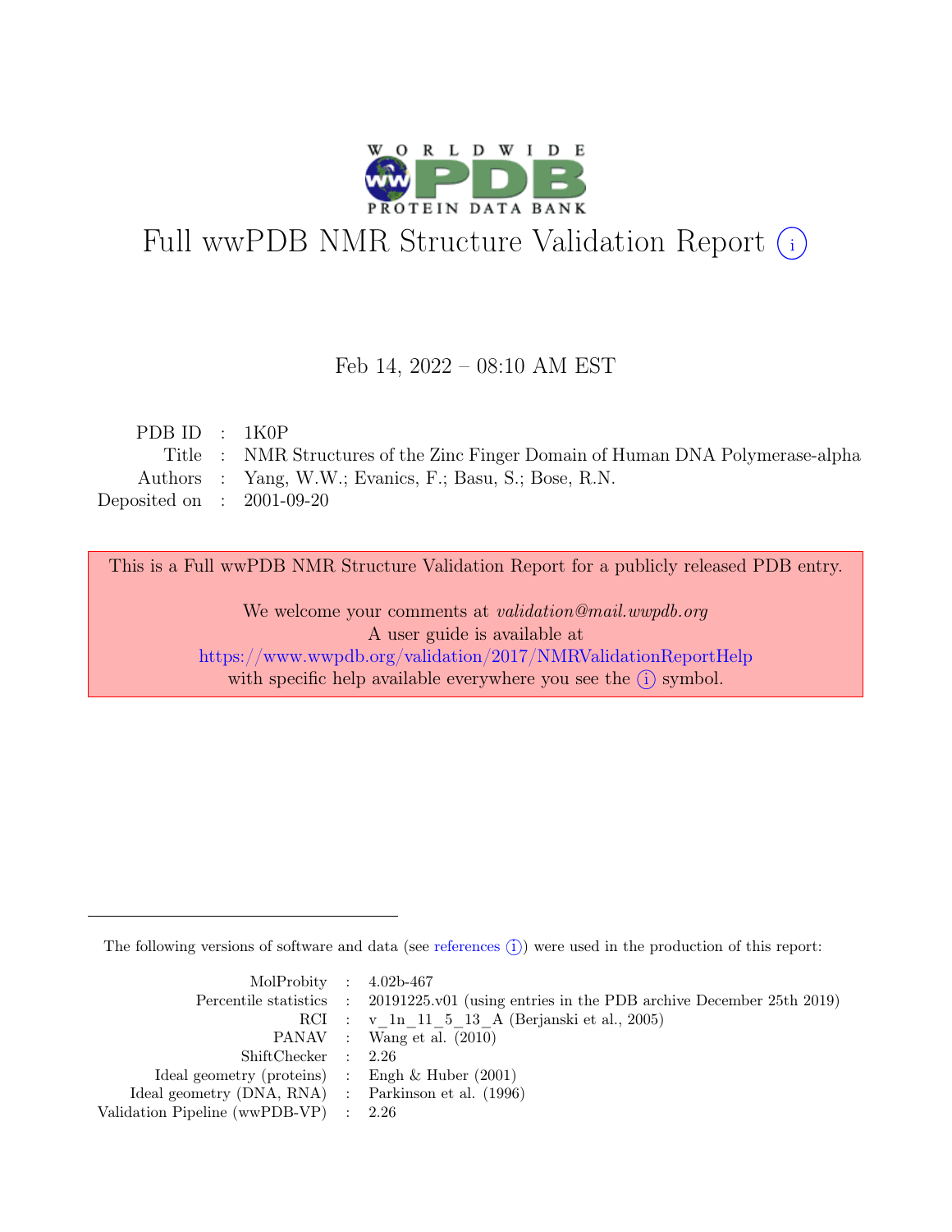# Full wwPDB NMR Structure Validation Report (i)

Feb 14, 2022 – 08:10 AM EST

| | | |
|---|---|---|
| PDB ID | : | 1K0P |
| Title | : | NMR Structures of the Zinc Finger Domain of Human DNA Polymerase-alpha |
| Authors | : | Yang, W.W.; Evanics, F.; Basu, S.; Bose, R.N. |
| Deposited on | : | 2001-09-20 |

This is a Full wwPDB NMR Structure Validation Report for a publicly released PDB entry.

We welcome your comments at *validation@mail.wwpdb.org*
A user guide is available at
https://www.wwpdb.org/validation/2017/NMRValidationReportHelp
with specific help available everywhere you see the (i) symbol.

The following versions of software and data (see references (i)) were used in the production of this report:

| | | |
|---|---|---|
| MolProbity | : | 4.02b-467 |
| Percentile statistics | : | 20191225.v01 (using entries in the PDB archive December 25th 2019) |
| RCI | : | v_1n_11_5_13_A (Berjanski et al., 2005) |
| PANAV | : | Wang et al. (2010) |
| ShiftChecker | : | 2.26 |
| Ideal geometry (proteins) | : | Engh & Huber (2001) |
| Ideal geometry (DNA, RNA) | : | Parkinson et al. (1996) |
| Validation Pipeline (wwPDB-VP) | : | 2.26 |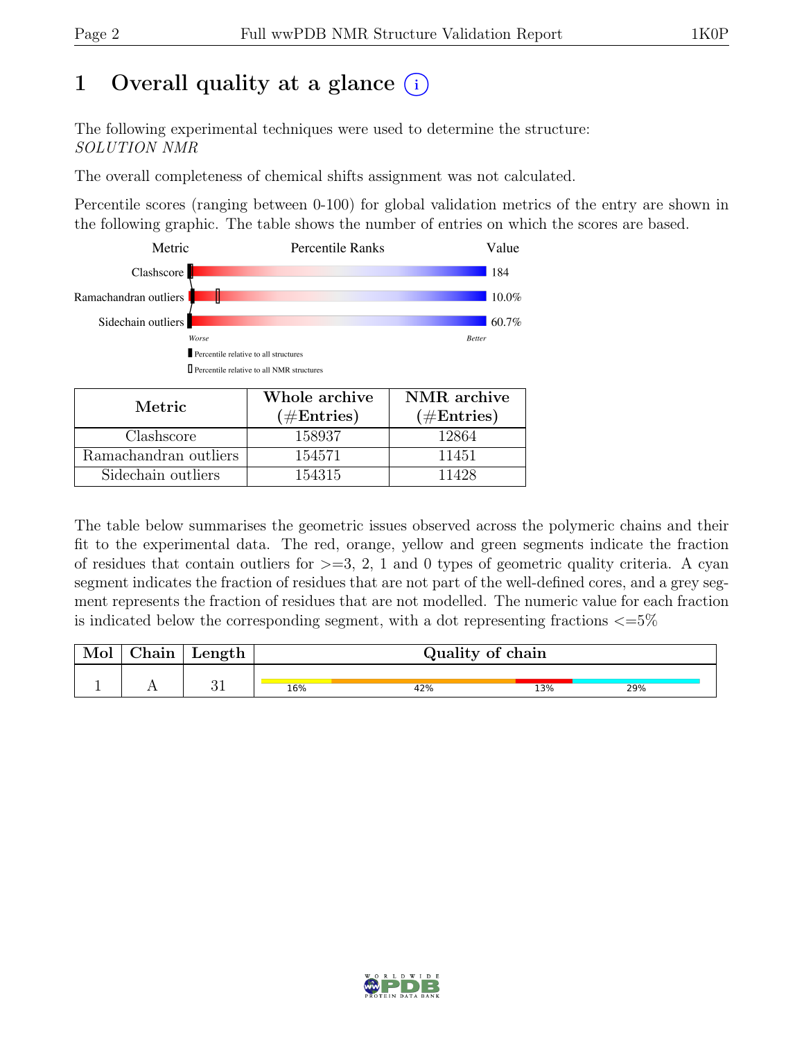# 1 Overall quality at a glance (i)

The following experimental techniques were used to determine the structure:
*SOLUTION NMR*

The overall completeness of chemical shifts assignment was not calculated.

Percentile scores (ranging between 0-100) for global validation metrics of the entry are shown in the following graphic. The table shows the number of entries on which the scores are based.

| Metric | Percentile Ranks | Value |
|---|---|---|
| Clashscore | | 184 |
| Ramachandran outliers | | 10.0% |
| Sidechain outliers | | 60.7% |

Worse — Better

▮ Percentile relative to all structures

▯ Percentile relative to all NMR structures

| Metric | Whole archive (#Entries) | NMR archive (#Entries) |
|---|---|---|
| Clashscore | 158937 | 12864 |
| Ramachandran outliers | 154571 | 11451 |
| Sidechain outliers | 154315 | 11428 |

The table below summarises the geometric issues observed across the polymeric chains and their fit to the experimental data. The red, orange, yellow and green segments indicate the fraction of residues that contain outliers for >=3, 2, 1 and 0 types of geometric quality criteria. A cyan segment indicates the fraction of residues that are not part of the well-defined cores, and a grey segment represents the fraction of residues that are not modelled. The numeric value for each fraction is indicated below the corresponding segment, with a dot representing fractions <=5%

| Mol | Chain | Length | Quality of chain |
|---|---|---|---|
| 1 | A | 31 | 16% 42% 13% 29% |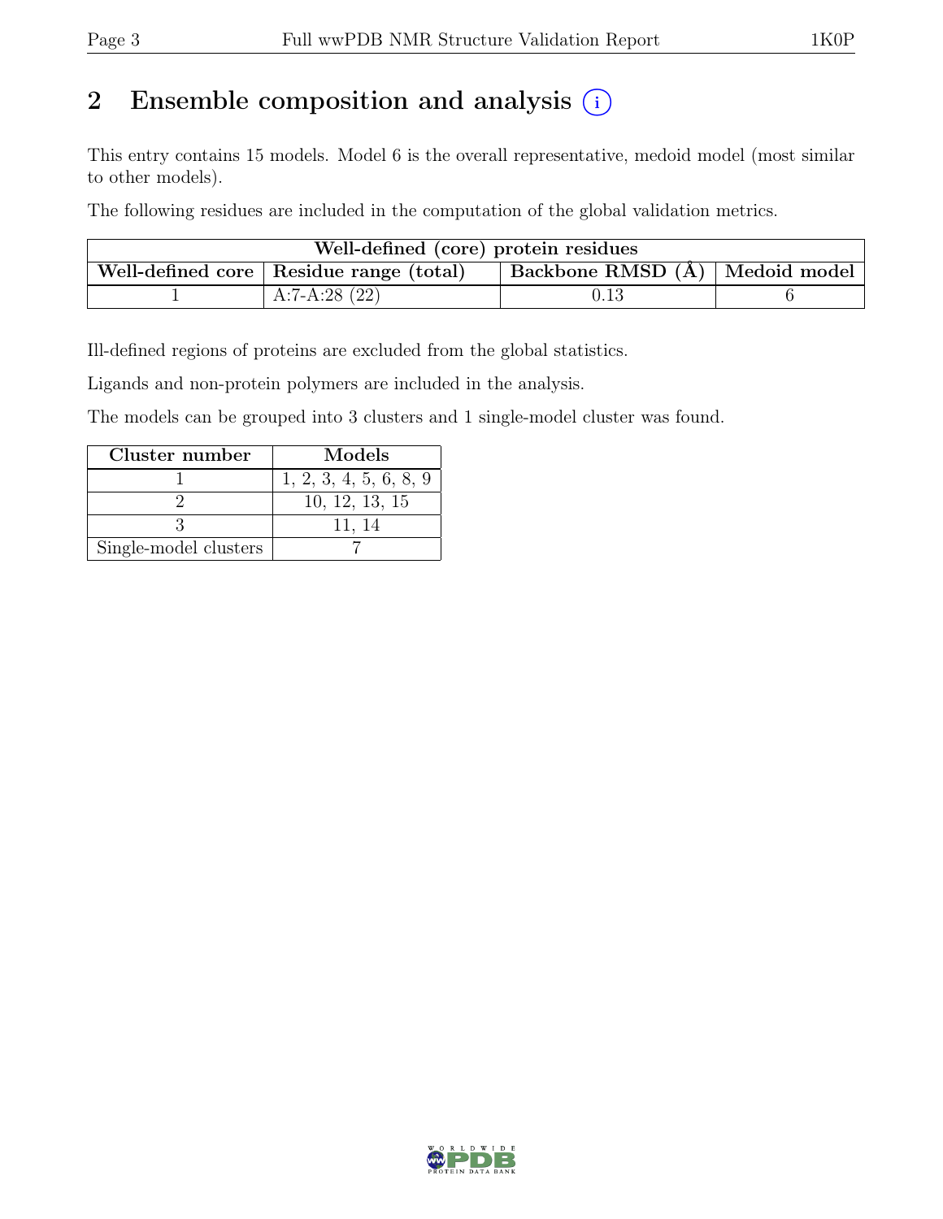# 2 Ensemble composition and analysis (i)

This entry contains 15 models. Model 6 is the overall representative, medoid model (most similar to other models).

The following residues are included in the computation of the global validation metrics.

| Well-defined (core) protein residues | | | |
|---|---|---|---|
| Well-defined core | Residue range (total) | Backbone RMSD (Å) | Medoid model |
| 1 | A:7-A:28 (22) | 0.13 | 6 |

Ill-defined regions of proteins are excluded from the global statistics.

Ligands and non-protein polymers are included in the analysis.

The models can be grouped into 3 clusters and 1 single-model cluster was found.

| Cluster number | Models |
|---|---|
| 1 | 1, 2, 3, 4, 5, 6, 8, 9 |
| 2 | 10, 12, 13, 15 |
| 3 | 11, 14 |
| Single-model clusters | 7 |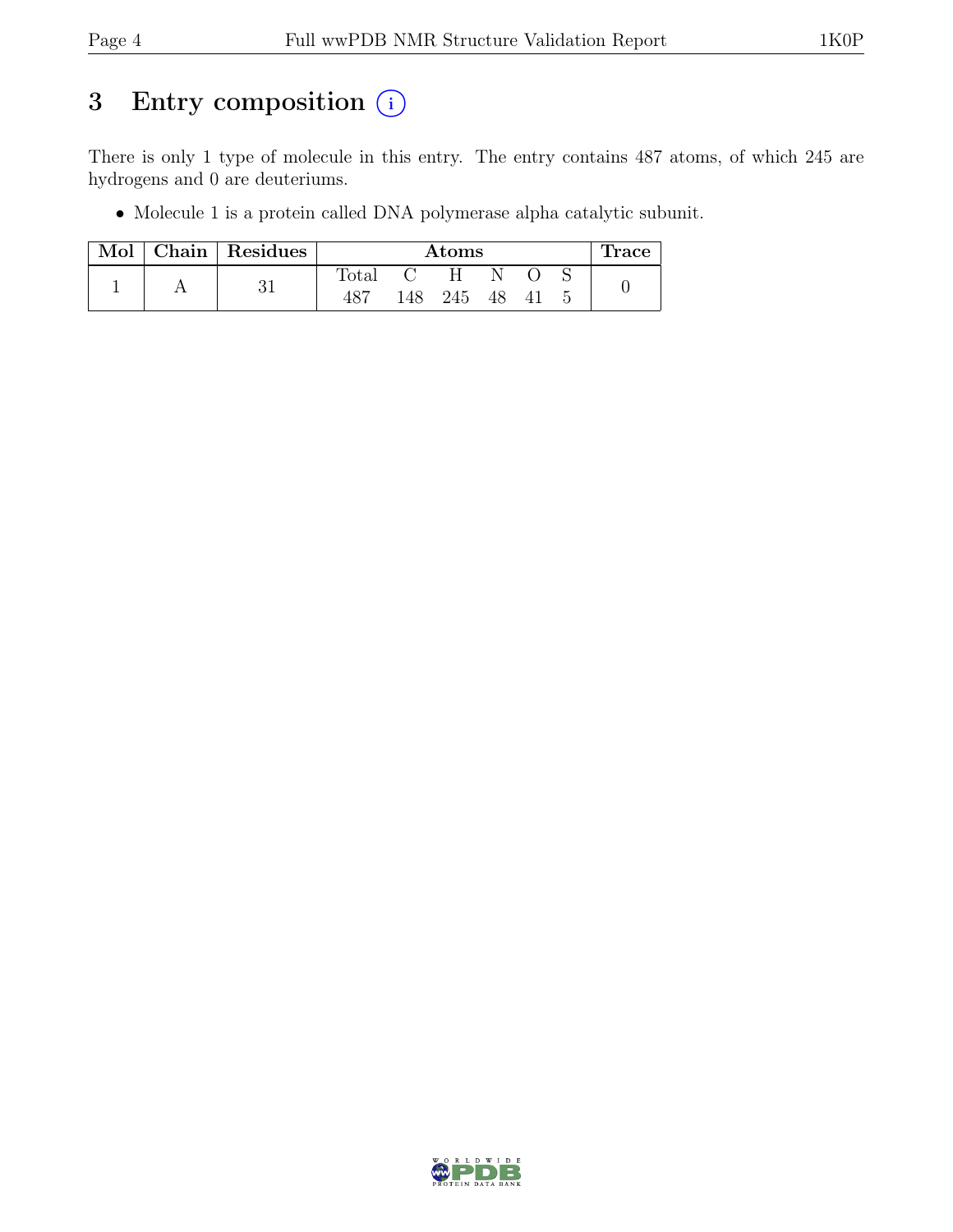# 3 Entry composition (i)

There is only 1 type of molecule in this entry. The entry contains 487 atoms, of which 245 are hydrogens and 0 are deuteriums.

- Molecule 1 is a protein called DNA polymerase alpha catalytic subunit.

| Mol | Chain | Residues | Atoms | | | | | | Trace |
|---|---|---|---|---|---|---|---|---|---|
| | | | Total | C | H | N | O | S | |
| 1 | A | 31 | 487 | 148 | 245 | 48 | 41 | 5 | 0 |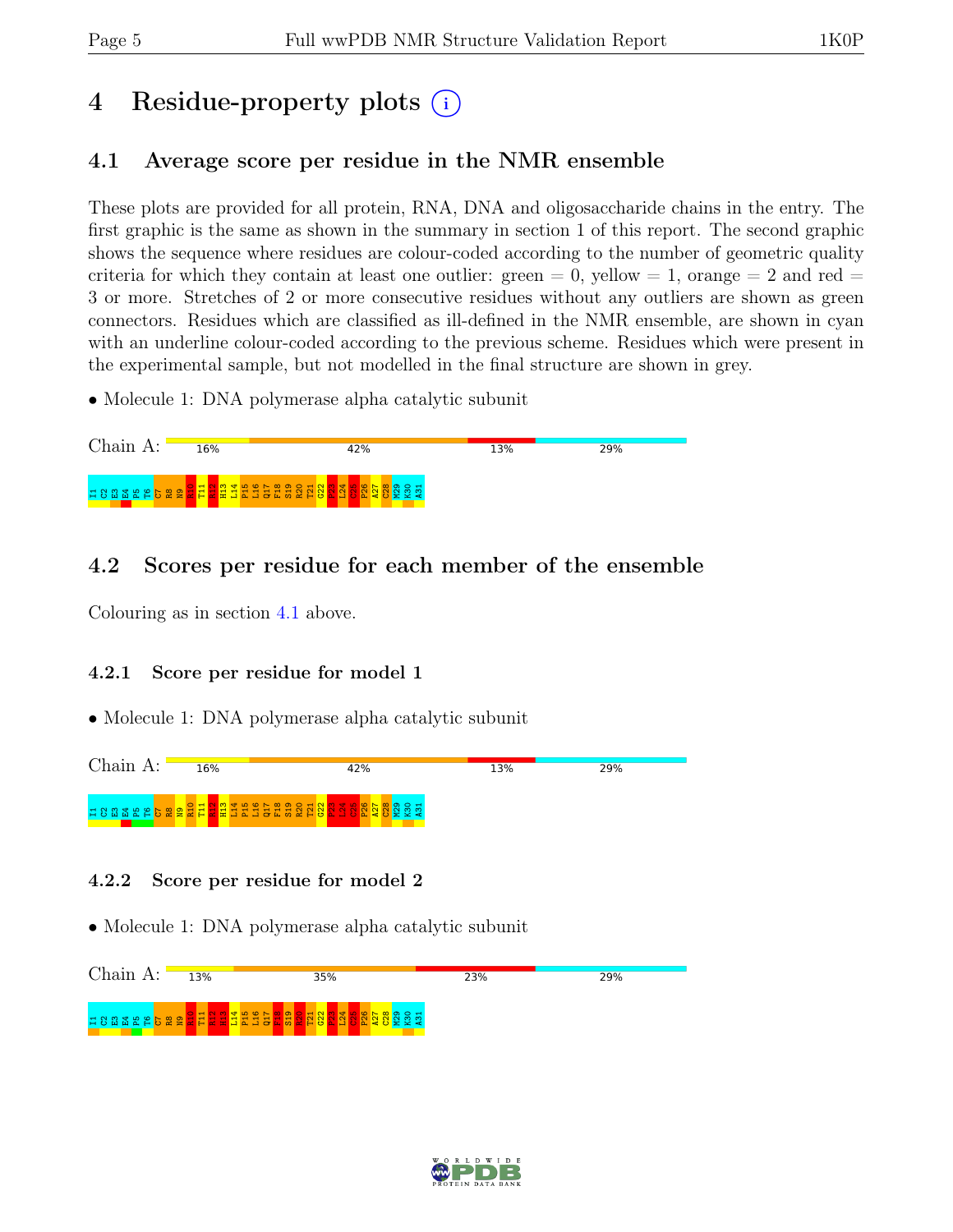# 4 Residue-property plots

## 4.1 Average score per residue in the NMR ensemble

These plots are provided for all protein, RNA, DNA and oligosaccharide chains in the entry. The first graphic is the same as shown in the summary in section 1 of this report. The second graphic shows the sequence where residues are colour-coded according to the number of geometric quality criteria for which they contain at least one outlier: green = 0, yellow = 1, orange = 2 and red = 3 or more. Stretches of 2 or more consecutive residues without any outliers are shown as green connectors. Residues which are classified as ill-defined in the NMR ensemble, are shown in cyan with an underline colour-coded according to the previous scheme. Residues which were present in the experimental sample, but not modelled in the final structure are shown in grey.

- Molecule 1: DNA polymerase alpha catalytic subunit

Chain A: 16% 42% 13% 29%

I1 C2 E3 E4 P5 T6 C7 R8 N9 R10 T11 R12 H13 L14 P15 L16 Q17 F18 S19 R20 T21 G22 P23 L24 C25 P26 A27 C28 M29 K30 A31

## 4.2 Scores per residue for each member of the ensemble

Colouring as in section 4.1 above.

### 4.2.1 Score per residue for model 1

- Molecule 1: DNA polymerase alpha catalytic subunit

Chain A: 16% 42% 13% 29%

I1 C2 E3 E4 P5 T6 C7 R8 N9 R10 T11 R12 H13 L14 P15 L16 Q17 F18 S19 R20 T21 G22 P23 L24 C25 P26 A27 C28 M29 K30 A31

### 4.2.2 Score per residue for model 2

- Molecule 1: DNA polymerase alpha catalytic subunit

Chain A: 13% 35% 23% 29%

I1 C2 E3 E4 P5 T6 C7 R8 N9 R10 T11 R12 H13 L14 P15 L16 Q17 F18 S19 R20 T21 G22 P23 L24 C25 P26 A27 C28 M29 K30 A31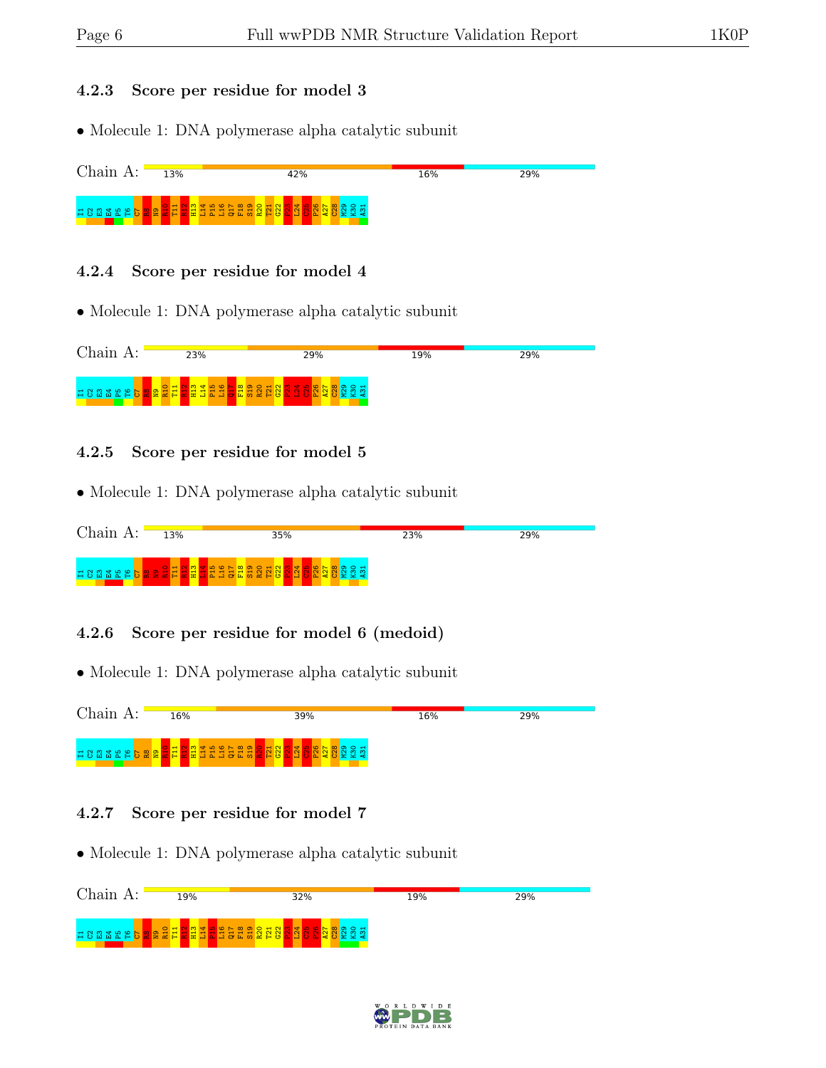### 4.2.3 Score per residue for model 3

- Molecule 1: DNA polymerase alpha catalytic subunit

Chain A: 13% 42% 16% 29%

I1 C2 E3 E4 P5 T6 C7 R8 N9 R10 T11 K12 H13 L14 P15 L16 Q17 F18 S19 R20 T21 G22 P23 L24 C25 P26 A27 C28 M29 K30 A31

### 4.2.4 Score per residue for model 4

- Molecule 1: DNA polymerase alpha catalytic subunit

Chain A: 23% 29% 19% 29%

I1 C2 E3 E4 P5 T6 C7 R8 N9 R10 T11 K12 H13 L14 P15 L16 Q17 F18 S19 R20 T21 G22 P23 L24 C25 P26 A27 C28 M29 K30 A31

### 4.2.5 Score per residue for model 5

- Molecule 1: DNA polymerase alpha catalytic subunit

Chain A: 13% 35% 23% 29%

I1 C2 E3 E4 P5 T6 C7 R8 N9 R10 T11 K12 H13 L14 P15 L16 Q17 F18 S19 R20 T21 G22 P23 L24 C25 P26 A27 C28 M29 K30 A31

### 4.2.6 Score per residue for model 6 (medoid)

- Molecule 1: DNA polymerase alpha catalytic subunit

Chain A: 16% 39% 16% 29%

I1 C2 E3 E4 P5 T6 C7 R8 N9 R10 T11 K12 H13 L14 P15 L16 Q17 F18 S19 R20 T21 G22 P23 L24 C25 P26 A27 C28 M29 K30 A31

### 4.2.7 Score per residue for model 7

- Molecule 1: DNA polymerase alpha catalytic subunit

Chain A: 19% 32% 19% 29%

I1 C2 E3 E4 P5 T6 C7 R8 N9 R10 T11 K12 H13 L14 P15 L16 Q17 F18 S19 R20 T21 G22 P23 L24 C25 P26 A27 C28 M29 K30 A31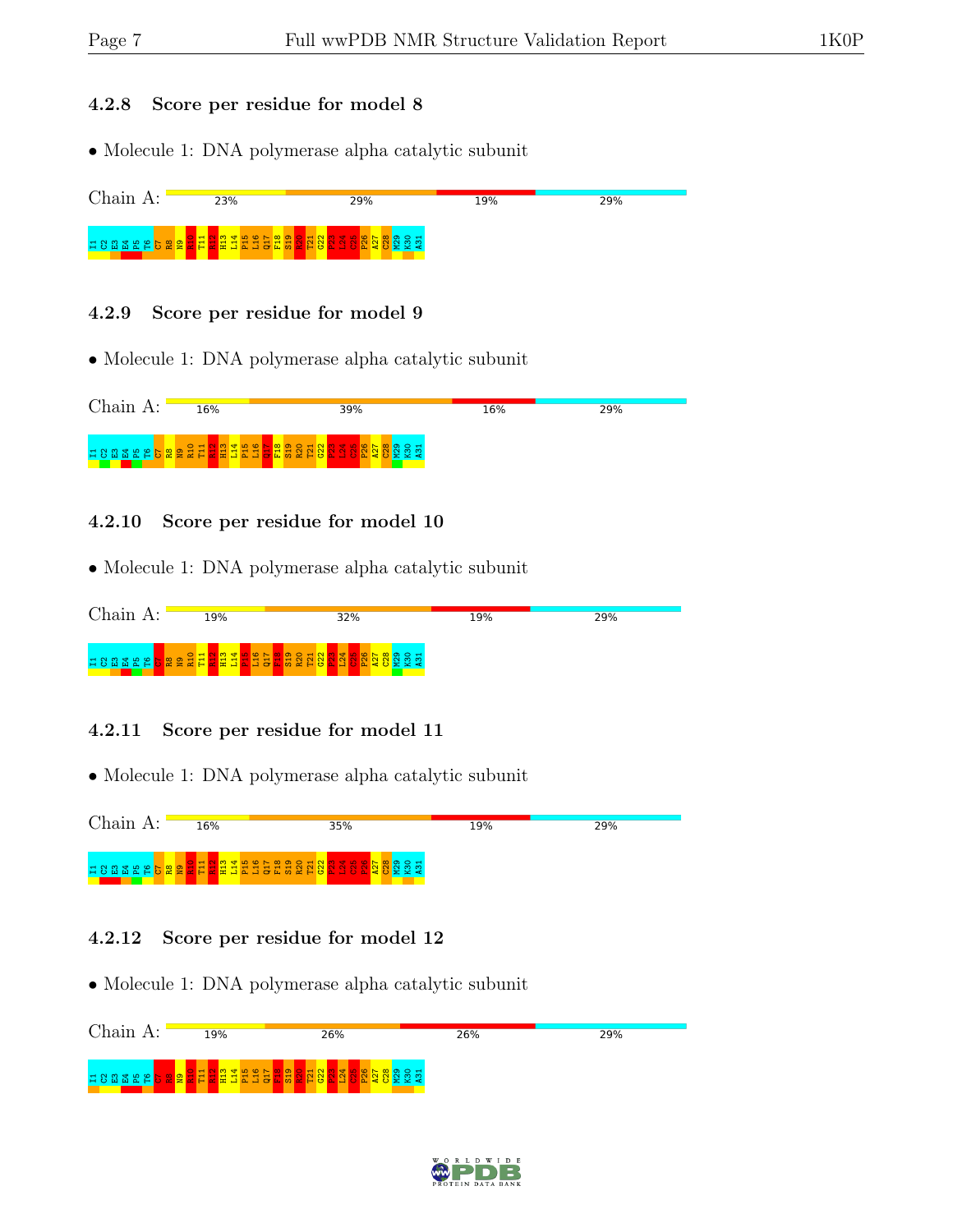### 4.2.8 Score per residue for model 8

- Molecule 1: DNA polymerase alpha catalytic subunit

Chain A: 23% 29% 19% 29%

I1 C2 E3 E4 P5 T6 C7 R8 N9 R10 T11 K12 H13 L14 P15 L16 Q17 F18 S19 R20 T21 G22 P23 L24 C25 P26 A27 C28 M29 K30 A31

### 4.2.9 Score per residue for model 9

- Molecule 1: DNA polymerase alpha catalytic subunit

Chain A: 16% 39% 16% 29%

I1 C2 E3 E4 P5 T6 C7 R8 N9 R10 T11 K12 H13 L14 P15 L16 Q17 F18 S19 R20 T21 G22 P23 L24 C25 P26 A27 C28 M29 K30 A31

### 4.2.10 Score per residue for model 10

- Molecule 1: DNA polymerase alpha catalytic subunit

Chain A: 19% 32% 19% 29%

I1 C2 E3 E4 P5 T6 C7 R8 N9 R10 T11 K12 H13 L14 P15 L16 Q17 F18 S19 R20 T21 G22 P23 L24 C25 P26 A27 C28 M29 K30 A31

### 4.2.11 Score per residue for model 11

- Molecule 1: DNA polymerase alpha catalytic subunit

Chain A: 16% 35% 19% 29%

I1 C2 E3 E4 P5 T6 C7 R8 N9 R10 T11 K12 H13 L14 P15 L16 Q17 F18 S19 R20 T21 G22 P23 L24 C25 P26 A27 C28 M29 K30 A31

### 4.2.12 Score per residue for model 12

- Molecule 1: DNA polymerase alpha catalytic subunit

Chain A: 19% 26% 26% 29%

I1 C2 E3 E4 P5 T6 C7 R8 N9 R10 T11 K12 H13 L14 P15 L16 Q17 F18 S19 R20 T21 G22 P23 L24 C25 P26 A27 C28 M29 K30 A31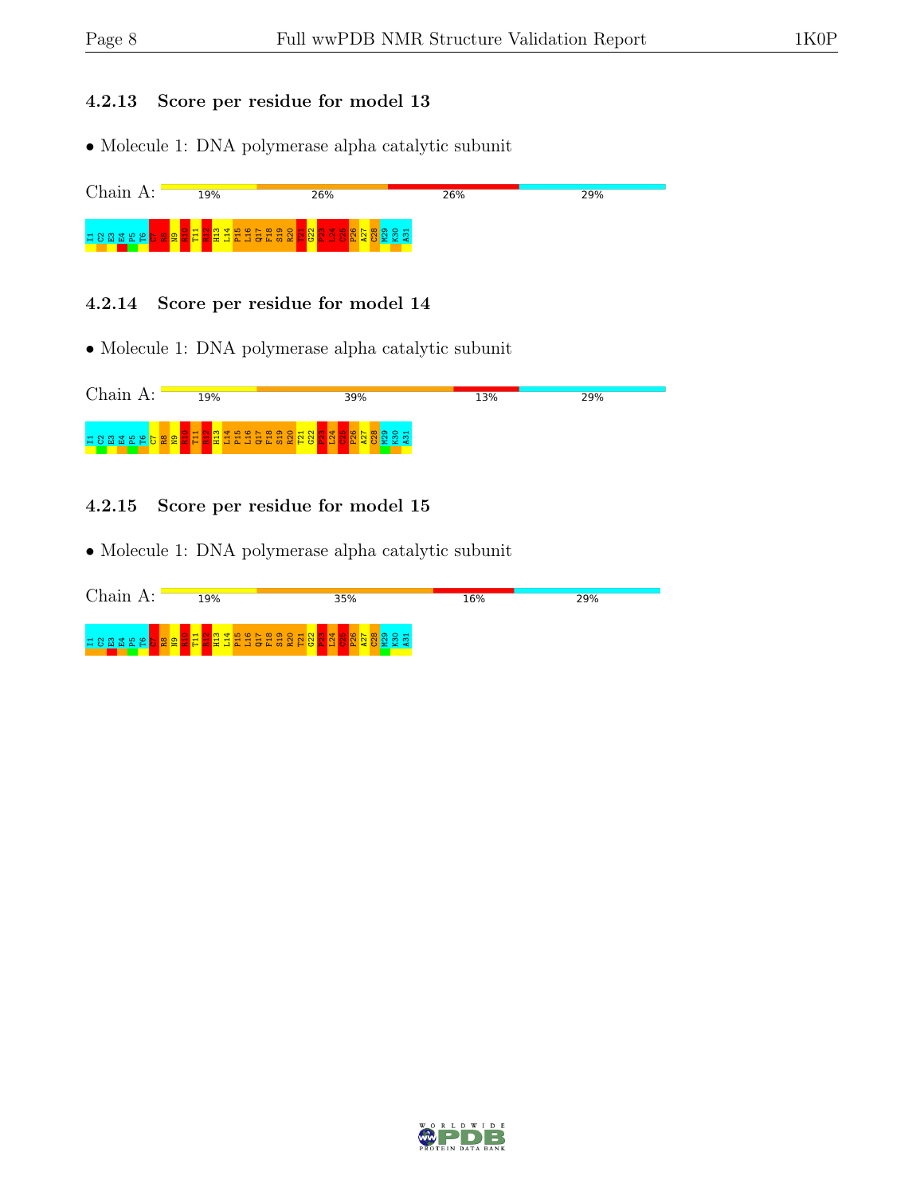### 4.2.13 Score per residue for model 13

- Molecule 1: DNA polymerase alpha catalytic subunit

Chain A: 19% 26% 26% 29%

I1 C2 E3 E4 P5 T6 C7 R8 N9 R10 T11 K12 H13 L14 P15 L16 Q17 F18 S19 R20 T21 G22 P23 L24 C25 P26 A27 C28 M29 K30 A31

### 4.2.14 Score per residue for model 14

- Molecule 1: DNA polymerase alpha catalytic subunit

Chain A: 19% 39% 13% 29%

I1 C2 E3 E4 P5 T6 C7 R8 N9 R10 T11 K12 H13 L14 P15 L16 Q17 F18 S19 R20 T21 G22 P23 L24 C25 P26 A27 C28 M29 K30 A31

### 4.2.15 Score per residue for model 15

- Molecule 1: DNA polymerase alpha catalytic subunit

Chain A: 19% 35% 16% 29%

I1 C2 E3 E4 P5 T6 C7 R8 N9 R10 T11 K12 H13 L14 P15 L16 Q17 F18 S19 R20 T21 G22 P23 L24 C25 P26 A27 C28 M29 K30 A31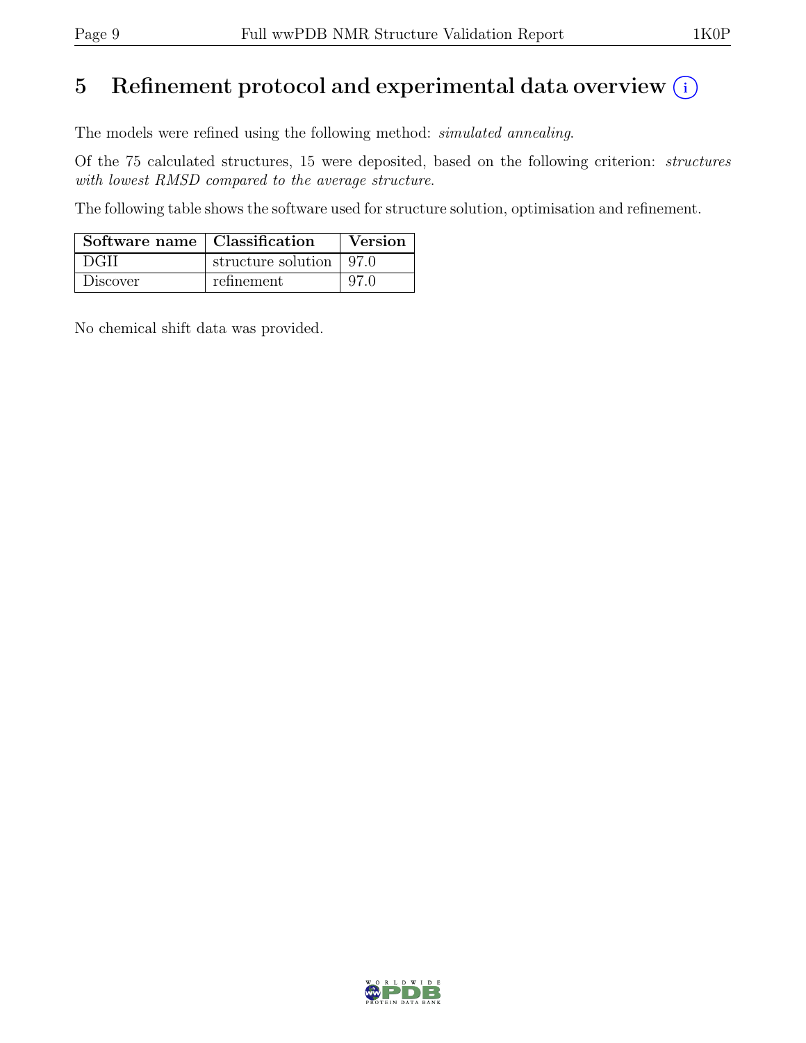# 5 Refinement protocol and experimental data overview

The models were refined using the following method: *simulated annealing*.

Of the 75 calculated structures, 15 were deposited, based on the following criterion: *structures with lowest RMSD compared to the average structure*.

The following table shows the software used for structure solution, optimisation and refinement.

| Software name | Classification | Version |
| --- | --- | --- |
| DGII | structure solution | 97.0 |
| Discover | refinement | 97.0 |

No chemical shift data was provided.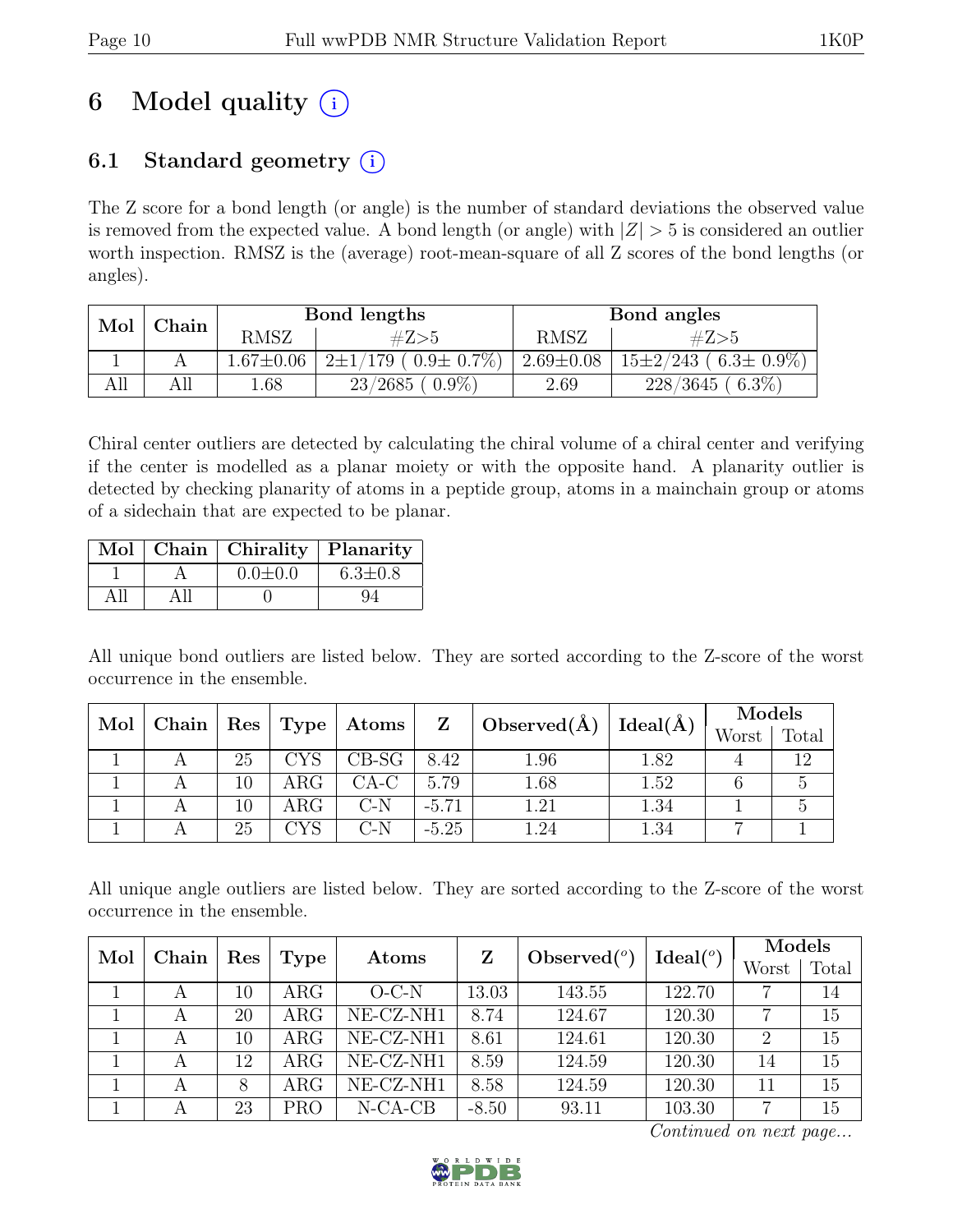# 6 Model quality (i)

## 6.1 Standard geometry (i)

The Z score for a bond length (or angle) is the number of standard deviations the observed value is removed from the expected value. A bond length (or angle) with $|Z| > 5$ is considered an outlier worth inspection. RMSZ is the (average) root-mean-square of all Z scores of the bond lengths (or angles).

| Mol | Chain | Bond lengths | | Bond angles | |
|---|---|---|---|---|---|
| | | RMSZ | #Z>5 | RMSZ | #Z>5 |
| 1 | A | 1.67±0.06 | 2±1/179 ( 0.9± 0.7%) | 2.69±0.08 | 15±2/243 ( 6.3± 0.9%) |
| All | All | 1.68 | 23/2685 ( 0.9%) | 2.69 | 228/3645 ( 6.3%) |

Chiral center outliers are detected by calculating the chiral volume of a chiral center and verifying if the center is modelled as a planar moiety or with the opposite hand. A planarity outlier is detected by checking planarity of atoms in a peptide group, atoms in a mainchain group or atoms of a sidechain that are expected to be planar.

| Mol | Chain | Chirality | Planarity |
|---|---|---|---|
| 1 | A | 0.0±0.0 | 6.3±0.8 |
| All | All | 0 | 94 |

All unique bond outliers are listed below. They are sorted according to the Z-score of the worst occurrence in the ensemble.

| Mol | Chain | Res | Type | Atoms | Z | Observed(Å) | Ideal(Å) | Models | |
|---|---|---|---|---|---|---|---|---|---|
| | | | | | | | | Worst | Total |
| 1 | A | 25 | CYS | CB-SG | 8.42 | 1.96 | 1.82 | 4 | 12 |
| 1 | A | 10 | ARG | CA-C | 5.79 | 1.68 | 1.52 | 6 | 5 |
| 1 | A | 10 | ARG | C-N | -5.71 | 1.21 | 1.34 | 1 | 5 |
| 1 | A | 25 | CYS | C-N | -5.25 | 1.24 | 1.34 | 7 | 1 |

All unique angle outliers are listed below. They are sorted according to the Z-score of the worst occurrence in the ensemble.

| Mol | Chain | Res | Type | Atoms | Z | Observed(°) | Ideal(°) | Models | |
|---|---|---|---|---|---|---|---|---|---|
| | | | | | | | | Worst | Total |
| 1 | A | 10 | ARG | O-C-N | 13.03 | 143.55 | 122.70 | 7 | 14 |
| 1 | A | 20 | ARG | NE-CZ-NH1 | 8.74 | 124.67 | 120.30 | 7 | 15 |
| 1 | A | 10 | ARG | NE-CZ-NH1 | 8.61 | 124.61 | 120.30 | 2 | 15 |
| 1 | A | 12 | ARG | NE-CZ-NH1 | 8.59 | 124.59 | 120.30 | 14 | 15 |
| 1 | A | 8 | ARG | NE-CZ-NH1 | 8.58 | 124.59 | 120.30 | 11 | 15 |
| 1 | A | 23 | PRO | N-CA-CB | -8.50 | 93.11 | 103.30 | 7 | 15 |

*Continued on next page...*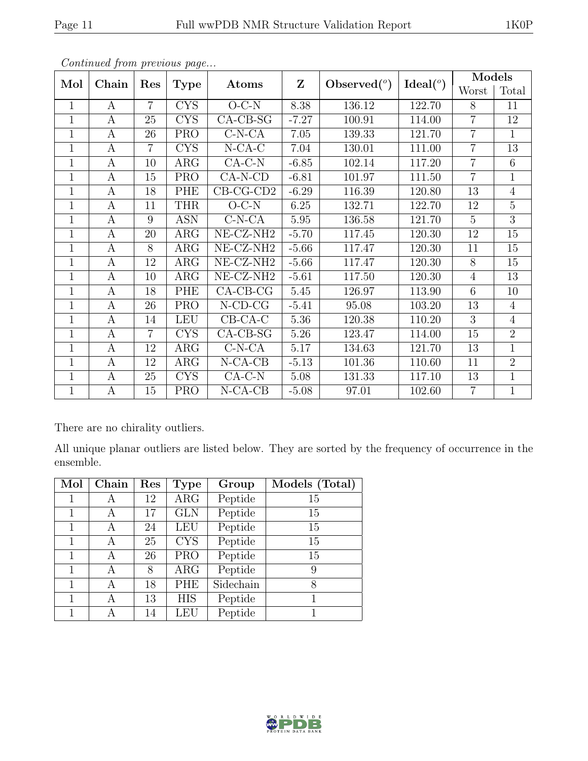*Continued from previous page...*

| Mol | Chain | Res | Type | Atoms | Z | Observed(°) | Ideal(°) | Models | |
|---|---|---|---|---|---|---|---|---|---|
| | | | | | | | | Worst | Total |
| 1 | A | 7 | CYS | O-C-N | 8.38 | 136.12 | 122.70 | 8 | 11 |
| 1 | A | 25 | CYS | CA-CB-SG | -7.27 | 100.91 | 114.00 | 7 | 12 |
| 1 | A | 26 | PRO | C-N-CA | 7.05 | 139.33 | 121.70 | 7 | 1 |
| 1 | A | 7 | CYS | N-CA-C | 7.04 | 130.01 | 111.00 | 7 | 13 |
| 1 | A | 10 | ARG | CA-C-N | -6.85 | 102.14 | 117.20 | 7 | 6 |
| 1 | A | 15 | PRO | CA-N-CD | -6.81 | 101.97 | 111.50 | 7 | 1 |
| 1 | A | 18 | PHE | CB-CG-CD2 | -6.29 | 116.39 | 120.80 | 13 | 4 |
| 1 | A | 11 | THR | O-C-N | 6.25 | 132.71 | 122.70 | 12 | 5 |
| 1 | A | 9 | ASN | C-N-CA | 5.95 | 136.58 | 121.70 | 5 | 3 |
| 1 | A | 20 | ARG | NE-CZ-NH2 | -5.70 | 117.45 | 120.30 | 12 | 15 |
| 1 | A | 8 | ARG | NE-CZ-NH2 | -5.66 | 117.47 | 120.30 | 11 | 15 |
| 1 | A | 12 | ARG | NE-CZ-NH2 | -5.66 | 117.47 | 120.30 | 8 | 15 |
| 1 | A | 10 | ARG | NE-CZ-NH2 | -5.61 | 117.50 | 120.30 | 4 | 13 |
| 1 | A | 18 | PHE | CA-CB-CG | 5.45 | 126.97 | 113.90 | 6 | 10 |
| 1 | A | 26 | PRO | N-CD-CG | -5.41 | 95.08 | 103.20 | 13 | 4 |
| 1 | A | 14 | LEU | CB-CA-C | 5.36 | 120.38 | 110.20 | 3 | 4 |
| 1 | A | 7 | CYS | CA-CB-SG | 5.26 | 123.47 | 114.00 | 15 | 2 |
| 1 | A | 12 | ARG | C-N-CA | 5.17 | 134.63 | 121.70 | 13 | 1 |
| 1 | A | 12 | ARG | N-CA-CB | -5.13 | 101.36 | 110.60 | 11 | 2 |
| 1 | A | 25 | CYS | CA-C-N | 5.08 | 131.33 | 117.10 | 13 | 1 |
| 1 | A | 15 | PRO | N-CA-CB | -5.08 | 97.01 | 102.60 | 7 | 1 |

There are no chirality outliers.

All unique planar outliers are listed below. They are sorted by the frequency of occurrence in the ensemble.

| Mol | Chain | Res | Type | Group | Models (Total) |
|---|---|---|---|---|---|
| 1 | A | 12 | ARG | Peptide | 15 |
| 1 | A | 17 | GLN | Peptide | 15 |
| 1 | A | 24 | LEU | Peptide | 15 |
| 1 | A | 25 | CYS | Peptide | 15 |
| 1 | A | 26 | PRO | Peptide | 15 |
| 1 | A | 8 | ARG | Peptide | 9 |
| 1 | A | 18 | PHE | Sidechain | 8 |
| 1 | A | 13 | HIS | Peptide | 1 |
| 1 | A | 14 | LEU | Peptide | 1 |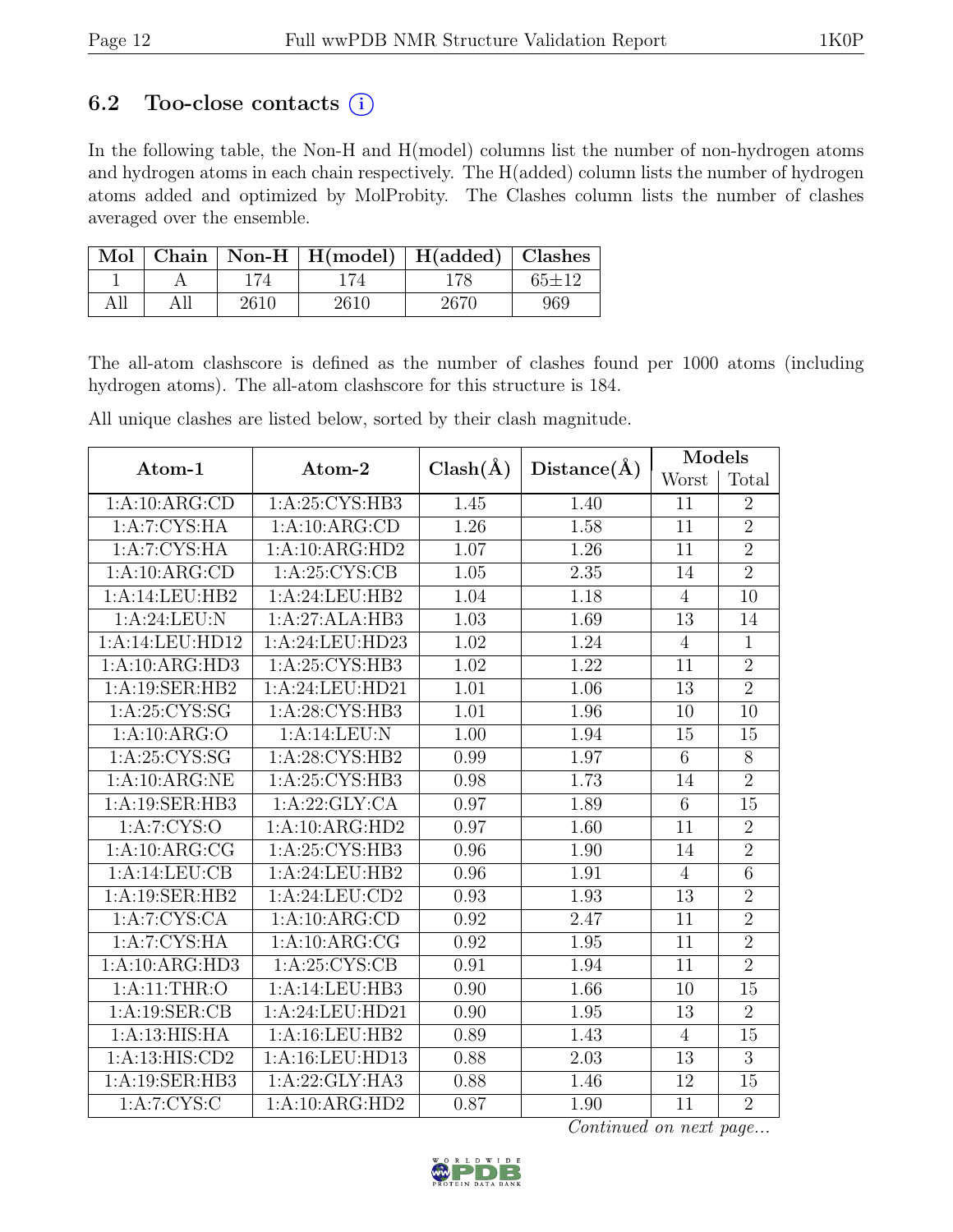### 6.2 Too-close contacts (i)

In the following table, the Non-H and H(model) columns list the number of non-hydrogen atoms and hydrogen atoms in each chain respectively. The H(added) column lists the number of hydrogen atoms added and optimized by MolProbity. The Clashes column lists the number of clashes averaged over the ensemble.

| Mol | Chain | Non-H | H(model) | H(added) | Clashes |
|---|---|---|---|---|---|
| 1 | A | 174 | 174 | 178 | 65±12 |
| All | All | 2610 | 2610 | 2670 | 969 |

The all-atom clashscore is defined as the number of clashes found per 1000 atoms (including hydrogen atoms). The all-atom clashscore for this structure is 184.

All unique clashes are listed below, sorted by their clash magnitude.

| Atom-1 | Atom-2 | Clash(Å) | Distance(Å) | Models | |
|---|---|---|---|---|---|
| | | | | Worst | Total |
| 1:A:10:ARG:CD | 1:A:25:CYS:HB3 | 1.45 | 1.40 | 11 | 2 |
| 1:A:7:CYS:HA | 1:A:10:ARG:CD | 1.26 | 1.58 | 11 | 2 |
| 1:A:7:CYS:HA | 1:A:10:ARG:HD2 | 1.07 | 1.26 | 11 | 2 |
| 1:A:10:ARG:CD | 1:A:25:CYS:CB | 1.05 | 2.35 | 14 | 2 |
| 1:A:14:LEU:HB2 | 1:A:24:LEU:HB2 | 1.04 | 1.18 | 4 | 10 |
| 1:A:24:LEU:N | 1:A:27:ALA:HB3 | 1.03 | 1.69 | 13 | 14 |
| 1:A:14:LEU:HD12 | 1:A:24:LEU:HD23 | 1.02 | 1.24 | 4 | 1 |
| 1:A:10:ARG:HD3 | 1:A:25:CYS:HB3 | 1.02 | 1.22 | 11 | 2 |
| 1:A:19:SER:HB2 | 1:A:24:LEU:HD21 | 1.01 | 1.06 | 13 | 2 |
| 1:A:25:CYS:SG | 1:A:28:CYS:HB3 | 1.01 | 1.96 | 10 | 10 |
| 1:A:10:ARG:O | 1:A:14:LEU:N | 1.00 | 1.94 | 15 | 15 |
| 1:A:25:CYS:SG | 1:A:28:CYS:HB2 | 0.99 | 1.97 | 6 | 8 |
| 1:A:10:ARG:NE | 1:A:25:CYS:HB3 | 0.98 | 1.73 | 14 | 2 |
| 1:A:19:SER:HB3 | 1:A:22:GLY:CA | 0.97 | 1.89 | 6 | 15 |
| 1:A:7:CYS:O | 1:A:10:ARG:HD2 | 0.97 | 1.60 | 11 | 2 |
| 1:A:10:ARG:CG | 1:A:25:CYS:HB3 | 0.96 | 1.90 | 14 | 2 |
| 1:A:14:LEU:CB | 1:A:24:LEU:HB2 | 0.96 | 1.91 | 4 | 6 |
| 1:A:19:SER:HB2 | 1:A:24:LEU:CD2 | 0.93 | 1.93 | 13 | 2 |
| 1:A:7:CYS:CA | 1:A:10:ARG:CD | 0.92 | 2.47 | 11 | 2 |
| 1:A:7:CYS:HA | 1:A:10:ARG:CG | 0.92 | 1.95 | 11 | 2 |
| 1:A:10:ARG:HD3 | 1:A:25:CYS:CB | 0.91 | 1.94 | 11 | 2 |
| 1:A:11:THR:O | 1:A:14:LEU:HB3 | 0.90 | 1.66 | 10 | 15 |
| 1:A:19:SER:CB | 1:A:24:LEU:HD21 | 0.90 | 1.95 | 13 | 2 |
| 1:A:13:HIS:HA | 1:A:16:LEU:HB2 | 0.89 | 1.43 | 4 | 15 |
| 1:A:13:HIS:CD2 | 1:A:16:LEU:HD13 | 0.88 | 2.03 | 13 | 3 |
| 1:A:19:SER:HB3 | 1:A:22:GLY:HA3 | 0.88 | 1.46 | 12 | 15 |
| 1:A:7:CYS:C | 1:A:10:ARG:HD2 | 0.87 | 1.90 | 11 | 2 |

*Continued on next page...*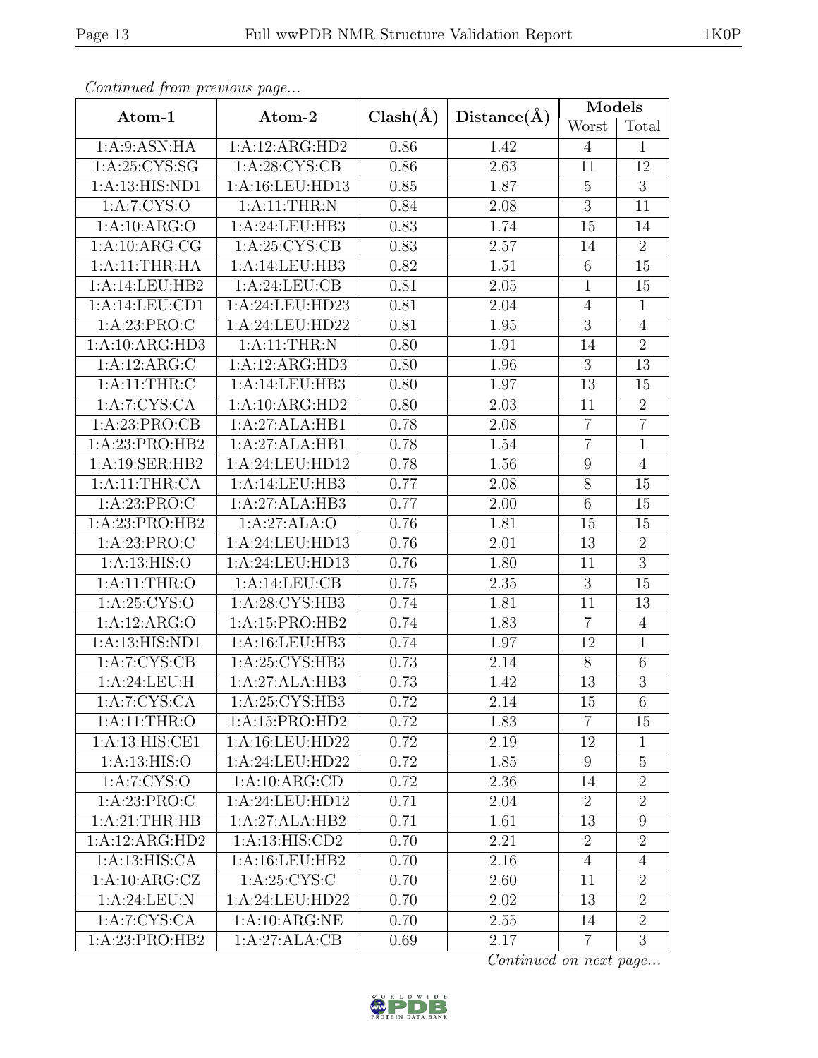*Continued from previous page...*

| Atom-1 | Atom-2 | Clash(Å) | Distance(Å) | Models | |
|---|---|---|---|---|---|
| | | | | Worst | Total |
| 1:A:9:ASN:HA | 1:A:12:ARG:HD2 | 0.86 | 1.42 | 4 | 1 |
| 1:A:25:CYS:SG | 1:A:28:CYS:CB | 0.86 | 2.63 | 11 | 12 |
| 1:A:13:HIS:ND1 | 1:A:16:LEU:HD13 | 0.85 | 1.87 | 5 | 3 |
| 1:A:7:CYS:O | 1:A:11:THR:N | 0.84 | 2.08 | 3 | 11 |
| 1:A:10:ARG:O | 1:A:24:LEU:HB3 | 0.83 | 1.74 | 15 | 14 |
| 1:A:10:ARG:CG | 1:A:25:CYS:CB | 0.83 | 2.57 | 14 | 2 |
| 1:A:11:THR:HA | 1:A:14:LEU:HB3 | 0.82 | 1.51 | 6 | 15 |
| 1:A:14:LEU:HB2 | 1:A:24:LEU:CB | 0.81 | 2.05 | 1 | 15 |
| 1:A:14:LEU:CD1 | 1:A:24:LEU:HD23 | 0.81 | 2.04 | 4 | 1 |
| 1:A:23:PRO:C | 1:A:24:LEU:HD22 | 0.81 | 1.95 | 3 | 4 |
| 1:A:10:ARG:HD3 | 1:A:11:THR:N | 0.80 | 1.91 | 14 | 2 |
| 1:A:12:ARG:C | 1:A:12:ARG:HD3 | 0.80 | 1.96 | 3 | 13 |
| 1:A:11:THR:C | 1:A:14:LEU:HB3 | 0.80 | 1.97 | 13 | 15 |
| 1:A:7:CYS:CA | 1:A:10:ARG:HD2 | 0.80 | 2.03 | 11 | 2 |
| 1:A:23:PRO:CB | 1:A:27:ALA:HB1 | 0.78 | 2.08 | 7 | 7 |
| 1:A:23:PRO:HB2 | 1:A:27:ALA:HB1 | 0.78 | 1.54 | 7 | 1 |
| 1:A:19:SER:HB2 | 1:A:24:LEU:HD12 | 0.78 | 1.56 | 9 | 4 |
| 1:A:11:THR:CA | 1:A:14:LEU:HB3 | 0.77 | 2.08 | 8 | 15 |
| 1:A:23:PRO:C | 1:A:27:ALA:HB3 | 0.77 | 2.00 | 6 | 15 |
| 1:A:23:PRO:HB2 | 1:A:27:ALA:O | 0.76 | 1.81 | 15 | 15 |
| 1:A:23:PRO:C | 1:A:24:LEU:HD13 | 0.76 | 2.01 | 13 | 2 |
| 1:A:13:HIS:O | 1:A:24:LEU:HD13 | 0.76 | 1.80 | 11 | 3 |
| 1:A:11:THR:O | 1:A:14:LEU:CB | 0.75 | 2.35 | 3 | 15 |
| 1:A:25:CYS:O | 1:A:28:CYS:HB3 | 0.74 | 1.81 | 11 | 13 |
| 1:A:12:ARG:O | 1:A:15:PRO:HB2 | 0.74 | 1.83 | 7 | 4 |
| 1:A:13:HIS:ND1 | 1:A:16:LEU:HB3 | 0.74 | 1.97 | 12 | 1 |
| 1:A:7:CYS:CB | 1:A:25:CYS:HB3 | 0.73 | 2.14 | 8 | 6 |
| 1:A:24:LEU:H | 1:A:27:ALA:HB3 | 0.73 | 1.42 | 13 | 3 |
| 1:A:7:CYS:CA | 1:A:25:CYS:HB3 | 0.72 | 2.14 | 15 | 6 |
| 1:A:11:THR:O | 1:A:15:PRO:HD2 | 0.72 | 1.83 | 7 | 15 |
| 1:A:13:HIS:CE1 | 1:A:16:LEU:HD22 | 0.72 | 2.19 | 12 | 1 |
| 1:A:13:HIS:O | 1:A:24:LEU:HD22 | 0.72 | 1.85 | 9 | 5 |
| 1:A:7:CYS:O | 1:A:10:ARG:CD | 0.72 | 2.36 | 14 | 2 |
| 1:A:23:PRO:C | 1:A:24:LEU:HD12 | 0.71 | 2.04 | 2 | 2 |
| 1:A:21:THR:HB | 1:A:27:ALA:HB2 | 0.71 | 1.61 | 13 | 9 |
| 1:A:12:ARG:HD2 | 1:A:13:HIS:CD2 | 0.70 | 2.21 | 2 | 2 |
| 1:A:13:HIS:CA | 1:A:16:LEU:HB2 | 0.70 | 2.16 | 4 | 4 |
| 1:A:10:ARG:CZ | 1:A:25:CYS:C | 0.70 | 2.60 | 11 | 2 |
| 1:A:24:LEU:N | 1:A:24:LEU:HD22 | 0.70 | 2.02 | 13 | 2 |
| 1:A:7:CYS:CA | 1:A:10:ARG:NE | 0.70 | 2.55 | 14 | 2 |
| 1:A:23:PRO:HB2 | 1:A:27:ALA:CB | 0.69 | 2.17 | 7 | 3 |

*Continued on next page...*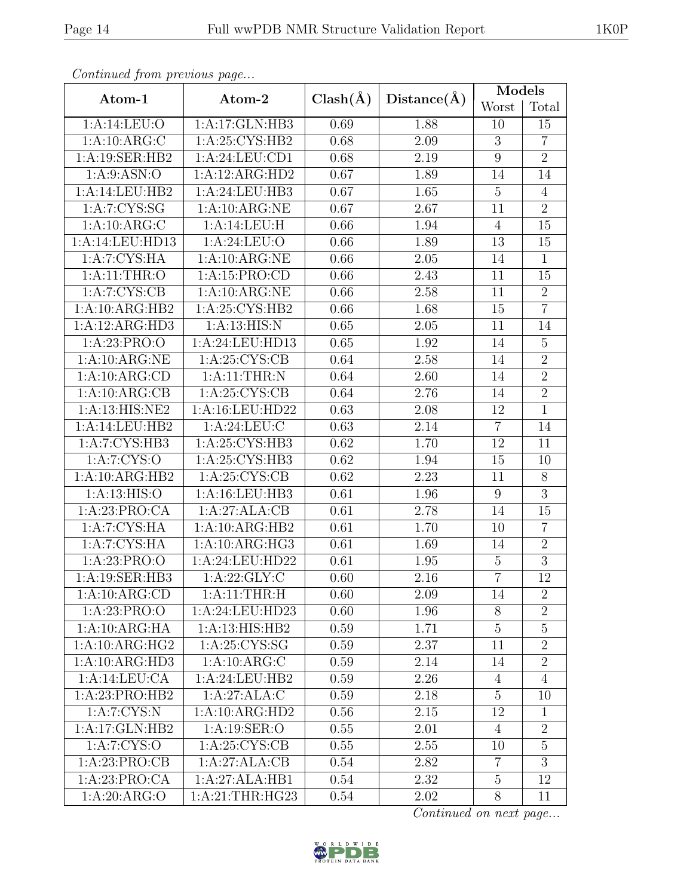*Continued from previous page...*

| Atom-1 | Atom-2 | Clash(Å) | Distance(Å) | Models | |
|---|---|---|---|---|---|
| | | | | Worst | Total |
| 1:A:14:LEU:O | 1:A:17:GLN:HB3 | 0.69 | 1.88 | 10 | 15 |
| 1:A:10:ARG:C | 1:A:25:CYS:HB2 | 0.68 | 2.09 | 3 | 7 |
| 1:A:19:SER:HB2 | 1:A:24:LEU:CD1 | 0.68 | 2.19 | 9 | 2 |
| 1:A:9:ASN:O | 1:A:12:ARG:HD2 | 0.67 | 1.89 | 14 | 14 |
| 1:A:14:LEU:HB2 | 1:A:24:LEU:HB3 | 0.67 | 1.65 | 5 | 4 |
| 1:A:7:CYS:SG | 1:A:10:ARG:NE | 0.67 | 2.67 | 11 | 2 |
| 1:A:10:ARG:C | 1:A:14:LEU:H | 0.66 | 1.94 | 4 | 15 |
| 1:A:14:LEU:HD13 | 1:A:24:LEU:O | 0.66 | 1.89 | 13 | 15 |
| 1:A:7:CYS:HA | 1:A:10:ARG:NE | 0.66 | 2.05 | 14 | 1 |
| 1:A:11:THR:O | 1:A:15:PRO:CD | 0.66 | 2.43 | 11 | 15 |
| 1:A:7:CYS:CB | 1:A:10:ARG:NE | 0.66 | 2.58 | 11 | 2 |
| 1:A:10:ARG:HB2 | 1:A:25:CYS:HB2 | 0.66 | 1.68 | 15 | 7 |
| 1:A:12:ARG:HD3 | 1:A:13:HIS:N | 0.65 | 2.05 | 11 | 14 |
| 1:A:23:PRO:O | 1:A:24:LEU:HD13 | 0.65 | 1.92 | 14 | 5 |
| 1:A:10:ARG:NE | 1:A:25:CYS:CB | 0.64 | 2.58 | 14 | 2 |
| 1:A:10:ARG:CD | 1:A:11:THR:N | 0.64 | 2.60 | 14 | 2 |
| 1:A:10:ARG:CB | 1:A:25:CYS:CB | 0.64 | 2.76 | 14 | 2 |
| 1:A:13:HIS:NE2 | 1:A:16:LEU:HD22 | 0.63 | 2.08 | 12 | 1 |
| 1:A:14:LEU:HB2 | 1:A:24:LEU:C | 0.63 | 2.14 | 7 | 14 |
| 1:A:7:CYS:HB3 | 1:A:25:CYS:HB3 | 0.62 | 1.70 | 12 | 11 |
| 1:A:7:CYS:O | 1:A:25:CYS:HB3 | 0.62 | 1.94 | 15 | 10 |
| 1:A:10:ARG:HB2 | 1:A:25:CYS:CB | 0.62 | 2.23 | 11 | 8 |
| 1:A:13:HIS:O | 1:A:16:LEU:HB3 | 0.61 | 1.96 | 9 | 3 |
| 1:A:23:PRO:CA | 1:A:27:ALA:CB | 0.61 | 2.78 | 14 | 15 |
| 1:A:7:CYS:HA | 1:A:10:ARG:HB2 | 0.61 | 1.70 | 10 | 7 |
| 1:A:7:CYS:HA | 1:A:10:ARG:HG3 | 0.61 | 1.69 | 14 | 2 |
| 1:A:23:PRO:O | 1:A:24:LEU:HD22 | 0.61 | 1.95 | 5 | 3 |
| 1:A:19:SER:HB3 | 1:A:22:GLY:C | 0.60 | 2.16 | 7 | 12 |
| 1:A:10:ARG:CD | 1:A:11:THR:H | 0.60 | 2.09 | 14 | 2 |
| 1:A:23:PRO:O | 1:A:24:LEU:HD23 | 0.60 | 1.96 | 8 | 2 |
| 1:A:10:ARG:HA | 1:A:13:HIS:HB2 | 0.59 | 1.71 | 5 | 5 |
| 1:A:10:ARG:HG2 | 1:A:25:CYS:SG | 0.59 | 2.37 | 11 | 2 |
| 1:A:10:ARG:HD3 | 1:A:10:ARG:C | 0.59 | 2.14 | 14 | 2 |
| 1:A:14:LEU:CA | 1:A:24:LEU:HB2 | 0.59 | 2.26 | 4 | 4 |
| 1:A:23:PRO:HB2 | 1:A:27:ALA:C | 0.59 | 2.18 | 5 | 10 |
| 1:A:7:CYS:N | 1:A:10:ARG:HD2 | 0.56 | 2.15 | 12 | 1 |
| 1:A:17:GLN:HB2 | 1:A:19:SER:O | 0.55 | 2.01 | 4 | 2 |
| 1:A:7:CYS:O | 1:A:25:CYS:CB | 0.55 | 2.55 | 10 | 5 |
| 1:A:23:PRO:CB | 1:A:27:ALA:CB | 0.54 | 2.82 | 7 | 3 |
| 1:A:23:PRO:CA | 1:A:27:ALA:HB1 | 0.54 | 2.32 | 5 | 12 |
| 1:A:20:ARG:O | 1:A:21:THR:HG23 | 0.54 | 2.02 | 8 | 11 |

*Continued on next page...*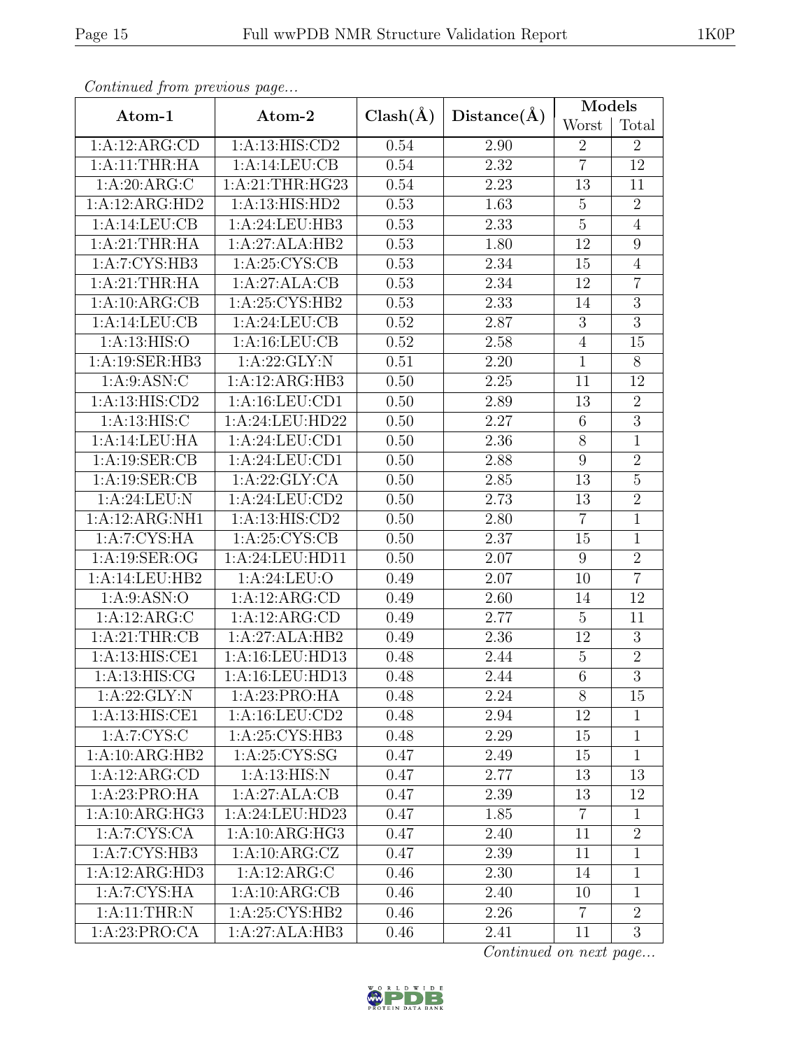*Continued from previous page...*

| Atom-1 | Atom-2 | Clash(Å) | Distance(Å) | Models | |
|---|---|---|---|---|---|
| | | | | Worst | Total |
| 1:A:12:ARG:CD | 1:A:13:HIS:CD2 | 0.54 | 2.90 | 2 | 2 |
| 1:A:11:THR:HA | 1:A:14:LEU:CB | 0.54 | 2.32 | 7 | 12 |
| 1:A:20:ARG:C | 1:A:21:THR:HG23 | 0.54 | 2.23 | 13 | 11 |
| 1:A:12:ARG:HD2 | 1:A:13:HIS:HD2 | 0.53 | 1.63 | 5 | 2 |
| 1:A:14:LEU:CB | 1:A:24:LEU:HB3 | 0.53 | 2.33 | 5 | 4 |
| 1:A:21:THR:HA | 1:A:27:ALA:HB2 | 0.53 | 1.80 | 12 | 9 |
| 1:A:7:CYS:HB3 | 1:A:25:CYS:CB | 0.53 | 2.34 | 15 | 4 |
| 1:A:21:THR:HA | 1:A:27:ALA:CB | 0.53 | 2.34 | 12 | 7 |
| 1:A:10:ARG:CB | 1:A:25:CYS:HB2 | 0.53 | 2.33 | 14 | 3 |
| 1:A:14:LEU:CB | 1:A:24:LEU:CB | 0.52 | 2.87 | 3 | 3 |
| 1:A:13:HIS:O | 1:A:16:LEU:CB | 0.52 | 2.58 | 4 | 15 |
| 1:A:19:SER:HB3 | 1:A:22:GLY:N | 0.51 | 2.20 | 1 | 8 |
| 1:A:9:ASN:C | 1:A:12:ARG:HB3 | 0.50 | 2.25 | 11 | 12 |
| 1:A:13:HIS:CD2 | 1:A:16:LEU:CD1 | 0.50 | 2.89 | 13 | 2 |
| 1:A:13:HIS:C | 1:A:24:LEU:HD22 | 0.50 | 2.27 | 6 | 3 |
| 1:A:14:LEU:HA | 1:A:24:LEU:CD1 | 0.50 | 2.36 | 8 | 1 |
| 1:A:19:SER:CB | 1:A:24:LEU:CD1 | 0.50 | 2.88 | 9 | 2 |
| 1:A:19:SER:CB | 1:A:22:GLY:CA | 0.50 | 2.85 | 13 | 5 |
| 1:A:24:LEU:N | 1:A:24:LEU:CD2 | 0.50 | 2.73 | 13 | 2 |
| 1:A:12:ARG:NH1 | 1:A:13:HIS:CD2 | 0.50 | 2.80 | 7 | 1 |
| 1:A:7:CYS:HA | 1:A:25:CYS:CB | 0.50 | 2.37 | 15 | 1 |
| 1:A:19:SER:OG | 1:A:24:LEU:HD11 | 0.50 | 2.07 | 9 | 2 |
| 1:A:14:LEU:HB2 | 1:A:24:LEU:O | 0.49 | 2.07 | 10 | 7 |
| 1:A:9:ASN:O | 1:A:12:ARG:CD | 0.49 | 2.60 | 14 | 12 |
| 1:A:12:ARG:C | 1:A:12:ARG:CD | 0.49 | 2.77 | 5 | 11 |
| 1:A:21:THR:CB | 1:A:27:ALA:HB2 | 0.49 | 2.36 | 12 | 3 |
| 1:A:13:HIS:CE1 | 1:A:16:LEU:HD13 | 0.48 | 2.44 | 5 | 2 |
| 1:A:13:HIS:CG | 1:A:16:LEU:HD13 | 0.48 | 2.44 | 6 | 3 |
| 1:A:22:GLY:N | 1:A:23:PRO:HA | 0.48 | 2.24 | 8 | 15 |
| 1:A:13:HIS:CE1 | 1:A:16:LEU:CD2 | 0.48 | 2.94 | 12 | 1 |
| 1:A:7:CYS:C | 1:A:25:CYS:HB3 | 0.48 | 2.29 | 15 | 1 |
| 1:A:10:ARG:HB2 | 1:A:25:CYS:SG | 0.47 | 2.49 | 15 | 1 |
| 1:A:12:ARG:CD | 1:A:13:HIS:N | 0.47 | 2.77 | 13 | 13 |
| 1:A:23:PRO:HA | 1:A:27:ALA:CB | 0.47 | 2.39 | 13 | 12 |
| 1:A:10:ARG:HG3 | 1:A:24:LEU:HD23 | 0.47 | 1.85 | 7 | 1 |
| 1:A:7:CYS:CA | 1:A:10:ARG:HG3 | 0.47 | 2.40 | 11 | 2 |
| 1:A:7:CYS:HB3 | 1:A:10:ARG:CZ | 0.47 | 2.39 | 11 | 1 |
| 1:A:12:ARG:HD3 | 1:A:12:ARG:C | 0.46 | 2.30 | 14 | 1 |
| 1:A:7:CYS:HA | 1:A:10:ARG:CB | 0.46 | 2.40 | 10 | 1 |
| 1:A:11:THR:N | 1:A:25:CYS:HB2 | 0.46 | 2.26 | 7 | 2 |
| 1:A:23:PRO:CA | 1:A:27:ALA:HB3 | 0.46 | 2.41 | 11 | 3 |

*Continued on next page...*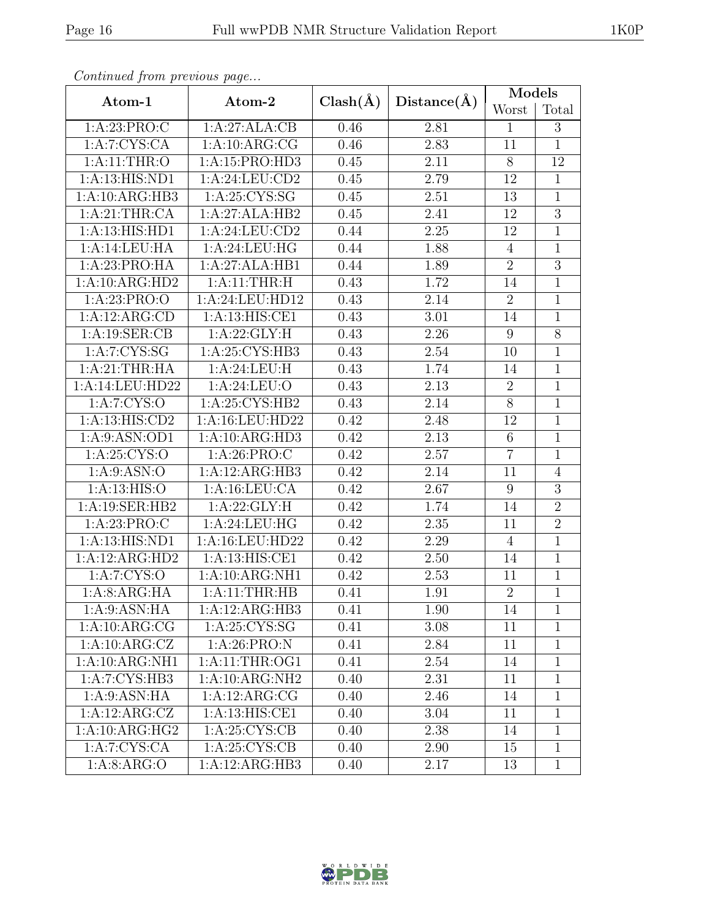*Continued from previous page...*

| Atom-1 | Atom-2 | Clash(Å) | Distance(Å) | Models | |
|---|---|---|---|---|---|
| | | | | Worst | Total |
| 1:A:23:PRO:C | 1:A:27:ALA:CB | 0.46 | 2.81 | 1 | 3 |
| 1:A:7:CYS:CA | 1:A:10:ARG:CG | 0.46 | 2.83 | 11 | 1 |
| 1:A:11:THR:O | 1:A:15:PRO:HD3 | 0.45 | 2.11 | 8 | 12 |
| 1:A:13:HIS:ND1 | 1:A:24:LEU:CD2 | 0.45 | 2.79 | 12 | 1 |
| 1:A:10:ARG:HB3 | 1:A:25:CYS:SG | 0.45 | 2.51 | 13 | 1 |
| 1:A:21:THR:CA | 1:A:27:ALA:HB2 | 0.45 | 2.41 | 12 | 3 |
| 1:A:13:HIS:HD1 | 1:A:24:LEU:CD2 | 0.44 | 2.25 | 12 | 1 |
| 1:A:14:LEU:HA | 1:A:24:LEU:HG | 0.44 | 1.88 | 4 | 1 |
| 1:A:23:PRO:HA | 1:A:27:ALA:HB1 | 0.44 | 1.89 | 2 | 3 |
| 1:A:10:ARG:HD2 | 1:A:11:THR:H | 0.43 | 1.72 | 14 | 1 |
| 1:A:23:PRO:O | 1:A:24:LEU:HD12 | 0.43 | 2.14 | 2 | 1 |
| 1:A:12:ARG:CD | 1:A:13:HIS:CE1 | 0.43 | 3.01 | 14 | 1 |
| 1:A:19:SER:CB | 1:A:22:GLY:H | 0.43 | 2.26 | 9 | 8 |
| 1:A:7:CYS:SG | 1:A:25:CYS:HB3 | 0.43 | 2.54 | 10 | 1 |
| 1:A:21:THR:HA | 1:A:24:LEU:H | 0.43 | 1.74 | 14 | 1 |
| 1:A:14:LEU:HD22 | 1:A:24:LEU:O | 0.43 | 2.13 | 2 | 1 |
| 1:A:7:CYS:O | 1:A:25:CYS:HB2 | 0.43 | 2.14 | 8 | 1 |
| 1:A:13:HIS:CD2 | 1:A:16:LEU:HD22 | 0.42 | 2.48 | 12 | 1 |
| 1:A:9:ASN:OD1 | 1:A:10:ARG:HD3 | 0.42 | 2.13 | 6 | 1 |
| 1:A:25:CYS:O | 1:A:26:PRO:C | 0.42 | 2.57 | 7 | 1 |
| 1:A:9:ASN:O | 1:A:12:ARG:HB3 | 0.42 | 2.14 | 11 | 4 |
| 1:A:13:HIS:O | 1:A:16:LEU:CA | 0.42 | 2.67 | 9 | 3 |
| 1:A:19:SER:HB2 | 1:A:22:GLY:H | 0.42 | 1.74 | 14 | 2 |
| 1:A:23:PRO:C | 1:A:24:LEU:HG | 0.42 | 2.35 | 11 | 2 |
| 1:A:13:HIS:ND1 | 1:A:16:LEU:HD22 | 0.42 | 2.29 | 4 | 1 |
| 1:A:12:ARG:HD2 | 1:A:13:HIS:CE1 | 0.42 | 2.50 | 14 | 1 |
| 1:A:7:CYS:O | 1:A:10:ARG:NH1 | 0.42 | 2.53 | 11 | 1 |
| 1:A:8:ARG:HA | 1:A:11:THR:HB | 0.41 | 1.91 | 2 | 1 |
| 1:A:9:ASN:HA | 1:A:12:ARG:HB3 | 0.41 | 1.90 | 14 | 1 |
| 1:A:10:ARG:CG | 1:A:25:CYS:SG | 0.41 | 3.08 | 11 | 1 |
| 1:A:10:ARG:CZ | 1:A:26:PRO:N | 0.41 | 2.84 | 11 | 1 |
| 1:A:10:ARG:NH1 | 1:A:11:THR:OG1 | 0.41 | 2.54 | 14 | 1 |
| 1:A:7:CYS:HB3 | 1:A:10:ARG:NH2 | 0.40 | 2.31 | 11 | 1 |
| 1:A:9:ASN:HA | 1:A:12:ARG:CG | 0.40 | 2.46 | 14 | 1 |
| 1:A:12:ARG:CZ | 1:A:13:HIS:CE1 | 0.40 | 3.04 | 11 | 1 |
| 1:A:10:ARG:HG2 | 1:A:25:CYS:CB | 0.40 | 2.38 | 14 | 1 |
| 1:A:7:CYS:CA | 1:A:25:CYS:CB | 0.40 | 2.90 | 15 | 1 |
| 1:A:8:ARG:O | 1:A:12:ARG:HB3 | 0.40 | 2.17 | 13 | 1 |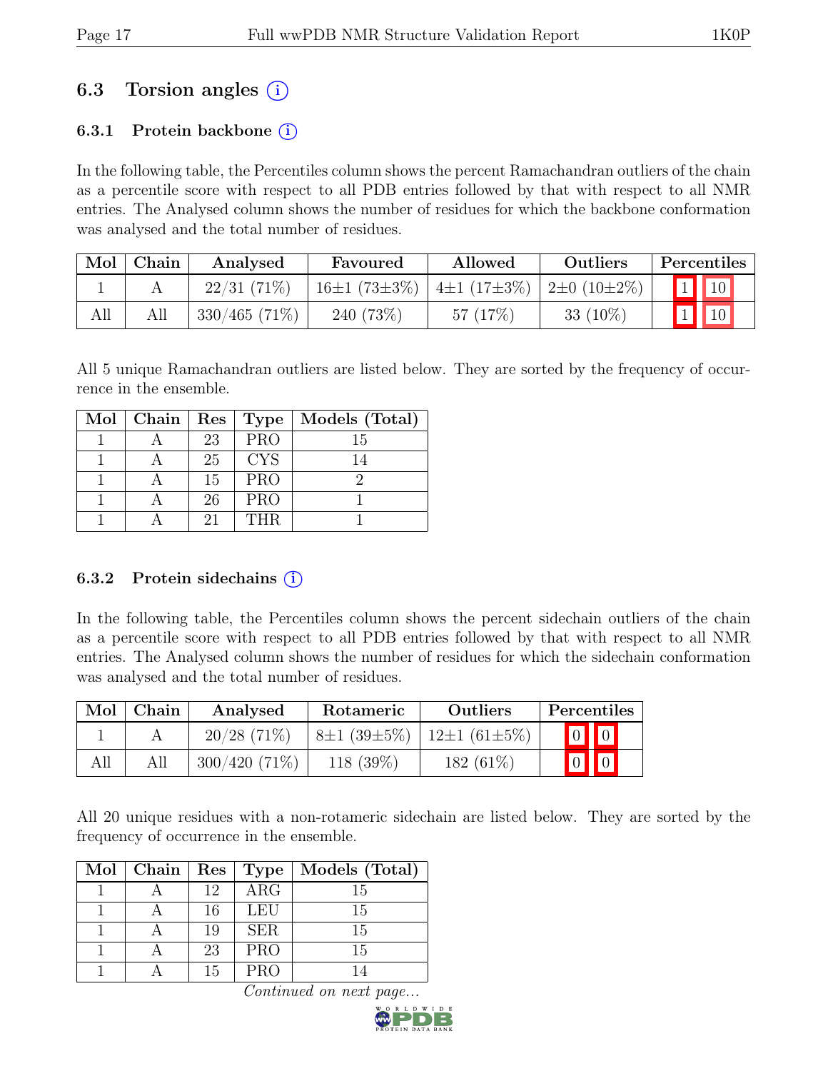## 6.3 Torsion angles (i)

### 6.3.1 Protein backbone (i)

In the following table, the Percentiles column shows the percent Ramachandran outliers of the chain as a percentile score with respect to all PDB entries followed by that with respect to all NMR entries. The Analysed column shows the number of residues for which the backbone conformation was analysed and the total number of residues.

| Mol | Chain | Analysed | Favoured | Allowed | Outliers | Percentiles | |
|---|---|---|---|---|---|---|---|
| 1 | A | 22/31 (71%) | 16±1 (73±3%) | 4±1 (17±3%) | 2±0 (10±2%) | 1 | 10 |
| All | All | 330/465 (71%) | 240 (73%) | 57 (17%) | 33 (10%) | 1 | 10 |

All 5 unique Ramachandran outliers are listed below. They are sorted by the frequency of occurrence in the ensemble.

| Mol | Chain | Res | Type | Models (Total) |
|---|---|---|---|---|
| 1 | A | 23 | PRO | 15 |
| 1 | A | 25 | CYS | 14 |
| 1 | A | 15 | PRO | 2 |
| 1 | A | 26 | PRO | 1 |
| 1 | A | 21 | THR | 1 |

### 6.3.2 Protein sidechains (i)

In the following table, the Percentiles column shows the percent sidechain outliers of the chain as a percentile score with respect to all PDB entries followed by that with respect to all NMR entries. The Analysed column shows the number of residues for which the sidechain conformation was analysed and the total number of residues.

| Mol | Chain | Analysed | Rotameric | Outliers | Percentiles | |
|---|---|---|---|---|---|---|
| 1 | A | 20/28 (71%) | 8±1 (39±5%) | 12±1 (61±5%) | 0 | 0 |
| All | All | 300/420 (71%) | 118 (39%) | 182 (61%) | 0 | 0 |

All 20 unique residues with a non-rotameric sidechain are listed below. They are sorted by the frequency of occurrence in the ensemble.

| Mol | Chain | Res | Type | Models (Total) |
|---|---|---|---|---|
| 1 | A | 12 | ARG | 15 |
| 1 | A | 16 | LEU | 15 |
| 1 | A | 19 | SER | 15 |
| 1 | A | 23 | PRO | 15 |
| 1 | A | 15 | PRO | 14 |

*Continued on next page...*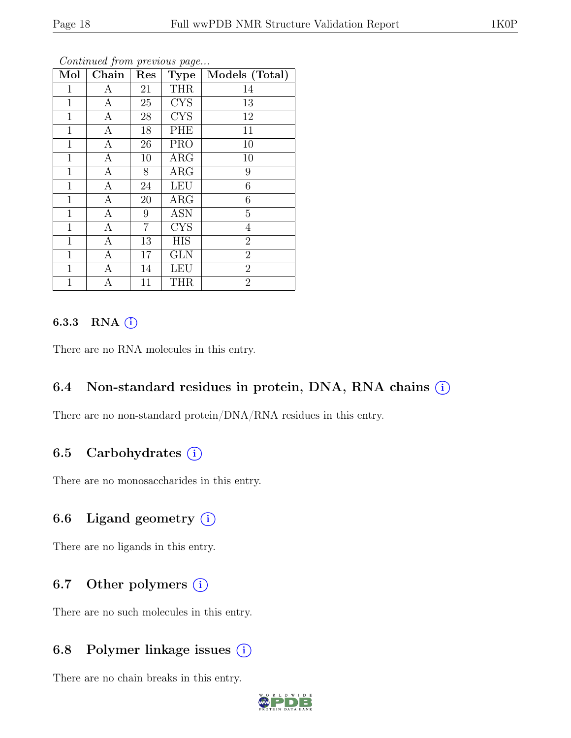*Continued from previous page...*

| Mol | Chain | Res | Type | Models (Total) |
|---|---|---|---|---|
| 1 | A | 21 | THR | 14 |
| 1 | A | 25 | CYS | 13 |
| 1 | A | 28 | CYS | 12 |
| 1 | A | 18 | PHE | 11 |
| 1 | A | 26 | PRO | 10 |
| 1 | A | 10 | ARG | 10 |
| 1 | A | 8 | ARG | 9 |
| 1 | A | 24 | LEU | 6 |
| 1 | A | 20 | ARG | 6 |
| 1 | A | 9 | ASN | 5 |
| 1 | A | 7 | CYS | 4 |
| 1 | A | 13 | HIS | 2 |
| 1 | A | 17 | GLN | 2 |
| 1 | A | 14 | LEU | 2 |
| 1 | A | 11 | THR | 2 |

#### 6.3.3 RNA (i)

There are no RNA molecules in this entry.

### 6.4 Non-standard residues in protein, DNA, RNA chains (i)

There are no non-standard protein/DNA/RNA residues in this entry.

### 6.5 Carbohydrates (i)

There are no monosaccharides in this entry.

### 6.6 Ligand geometry (i)

There are no ligands in this entry.

### 6.7 Other polymers (i)

There are no such molecules in this entry.

### 6.8 Polymer linkage issues (i)

There are no chain breaks in this entry.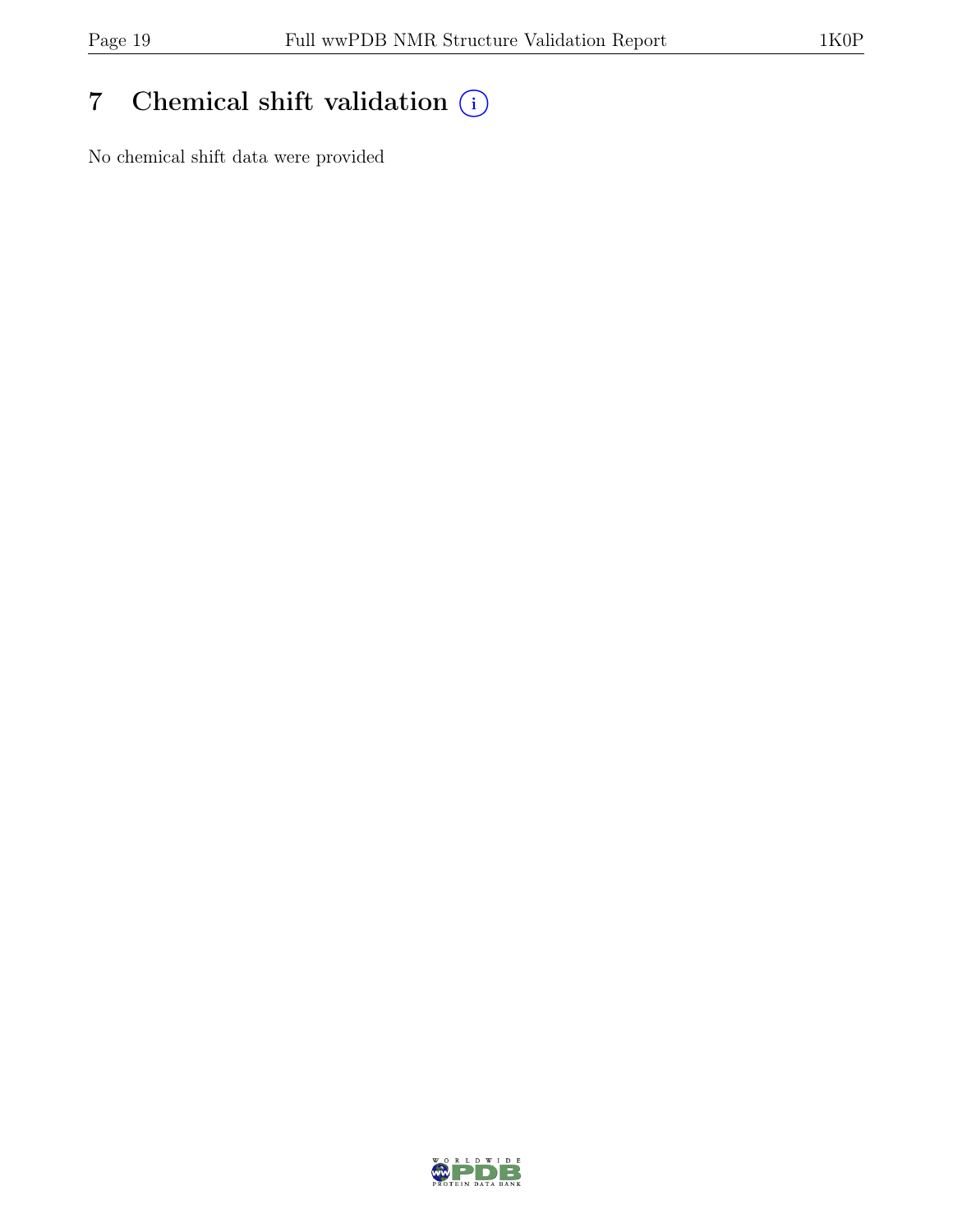# 7 Chemical shift validation (i)

No chemical shift data were provided